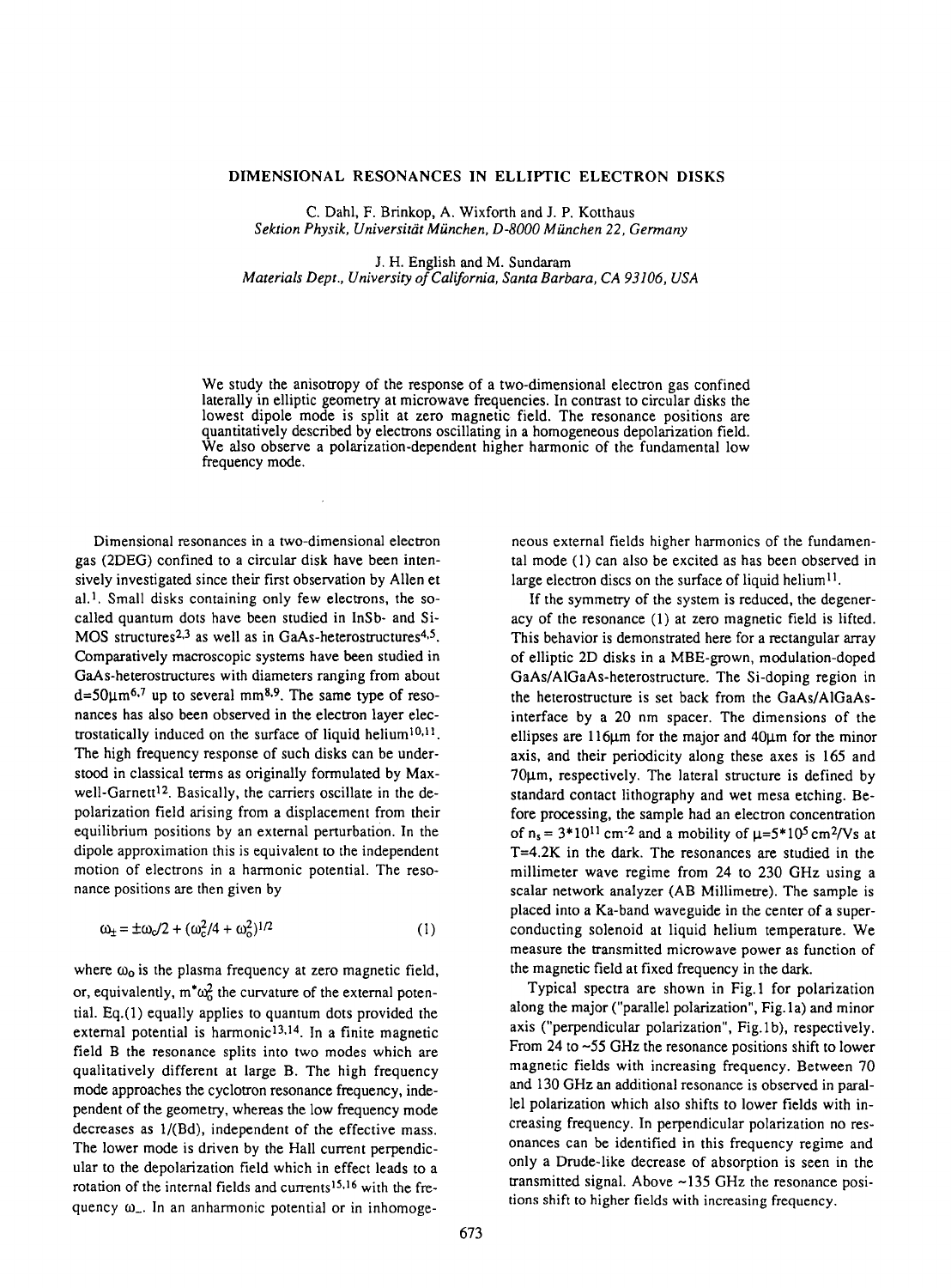# DIMENSIONAL RESONANCES IN ELLIPTIC ELECTRON DISKS

C. Dahl, F. Brinkop, A. Wixforth and J. P. Kotthaus
*Sektion Physik, Universität München, D-8000 München 22, Germany*

J. H. English and M. Sundaram
*Materials Dept., University of California, Santa Barbara, CA 93106, USA*

We study the anisotropy of the response of a two-dimensional electron gas confined laterally in elliptic geometry at microwave frequencies. In contrast to circular disks the lowest dipole mode is split at zero magnetic field. The resonance positions are quantitatively described by electrons oscillating in a homogeneous depolarization field. We also observe a polarization-dependent higher harmonic of the fundamental low frequency mode.

Dimensional resonances in a two-dimensional electron gas (2DEG) confined to a circular disk have been intensively investigated since their first observation by Allen et al.[1]. Small disks containing only few electrons, the so-called quantum dots have been studied in InSb- and Si-MOS structures[2,3] as well as in GaAs-heterostructures[4,5]. Comparatively macroscopic systems have been studied in GaAs-heterostructures with diameters ranging from about $d=50\mu m$[6,7] up to several mm[8,9]. The same type of resonances has also been observed in the electron layer electrostatically induced on the surface of liquid helium[10,11]. The high frequency response of such disks can be understood in classical terms as originally formulated by Maxwell-Garnett[12]. Basically, the carriers oscillate in the depolarization field arising from a displacement from their equilibrium positions by an external perturbation. In the dipole approximation this is equivalent to the independent motion of electrons in a harmonic potential. The resonance positions are then given by

$$\omega_{\pm} = \pm\omega_c/2 + (\omega_c^2/4 + \omega_0^2)^{1/2} \qquad (1)$$

where $\omega_0$ is the plasma frequency at zero magnetic field, or, equivalently, $m^*\omega_0^2$ the curvature of the external potential. Eq.(1) equally applies to quantum dots provided the external potential is harmonic[13,14]. In a finite magnetic field B the resonance splits into two modes which are qualitatively different at large B. The high frequency mode approaches the cyclotron resonance frequency, independent of the geometry, whereas the low frequency mode decreases as 1/(Bd), independent of the effective mass. The lower mode is driven by the Hall current perpendicular to the depolarization field which in effect leads to a rotation of the internal fields and currents[15,16] with the frequency $\omega_-$. In an anharmonic potential or in inhomogeneous external fields higher harmonics of the fundamental mode (1) can also be excited as has been observed in large electron discs on the surface of liquid helium[11].

If the symmetry of the system is reduced, the degeneracy of the resonance (1) at zero magnetic field is lifted. This behavior is demonstrated here for a rectangular array of elliptic 2D disks in a MBE-grown, modulation-doped GaAs/AlGaAs-heterostructure. The Si-doping region in the heterostructure is set back from the GaAs/AlGaAs-interface by a 20 nm spacer. The dimensions of the ellipses are 116μm for the major and 40μm for the minor axis, and their periodicity along these axes is 165 and 70μm, respectively. The lateral structure is defined by standard contact lithography and wet mesa etching. Before processing, the sample had an electron concentration of $n_s = 3*10^{11}$ cm$^{-2}$ and a mobility of $\mu=5*10^5$ cm$^2$/Vs at T=4.2K in the dark. The resonances are studied in the millimeter wave regime from 24 to 230 GHz using a scalar network analyzer (AB Millimetre). The sample is placed into a Ka-band waveguide in the center of a superconducting solenoid at liquid helium temperature. We measure the transmitted microwave power as function of the magnetic field at fixed frequency in the dark.

Typical spectra are shown in Fig.1 for polarization along the major ("parallel polarization", Fig.1a) and minor axis ("perpendicular polarization", Fig.1b), respectively. From 24 to ~55 GHz the resonance positions shift to lower magnetic fields with increasing frequency. Between 70 and 130 GHz an additional resonance is observed in parallel polarization which also shifts to lower fields with increasing frequency. In perpendicular polarization no resonances can be identified in this frequency regime and only a Drude-like decrease of absorption is seen in the transmitted signal. Above ~135 GHz the resonance positions shift to higher fields with increasing frequency.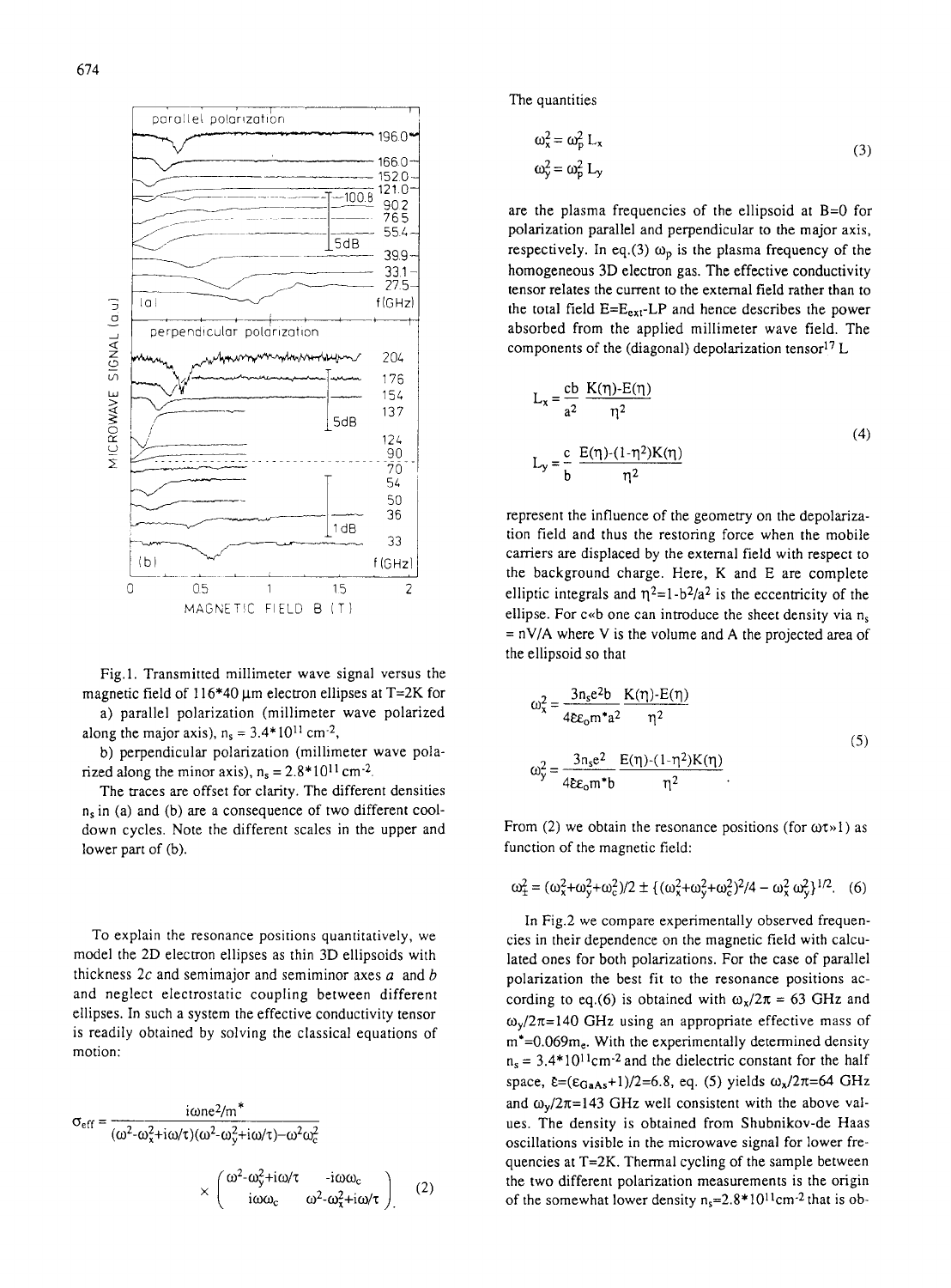Fig.1. Transmitted millimeter wave signal versus the magnetic field of 116*40 μm electron ellipses at T=2K for

a) parallel polarization (millimeter wave polarized along the major axis), $n_s = 3.4*10^{11}$ cm$^{-2}$,

b) perpendicular polarization (millimeter wave polarized along the minor axis), $n_s = 2.8*10^{11}$ cm$^{-2}$.

The traces are offset for clarity. The different densities $n_s$ in (a) and (b) are a consequence of two different cool-down cycles. Note the different scales in the upper and lower part of (b).

To explain the resonance positions quantitatively, we model the 2D electron ellipses as thin 3D ellipsoids with thickness $2c$ and semimajor and semiminor axes $a$ and $b$ and neglect electrostatic coupling between different ellipses. In such a system the effective conductivity tensor is readily obtained by solving the classical equations of motion:

$$\sigma_{eff} = \frac{i\omega n e^2/m^*}{(\omega^2-\omega_x^2+i\omega/\tau)(\omega^2-\omega_y^2+i\omega/\tau)-\omega^2\omega_c^2} \times \begin{pmatrix} \omega^2-\omega_y^2+i\omega/\tau & -i\omega\omega_c \\ i\omega\omega_c & \omega^2-\omega_x^2+i\omega/\tau \end{pmatrix} \quad (2)$$

The quantities

$$\omega_x^2 = \omega_p^2 L_x$$
$$\omega_y^2 = \omega_p^2 L_y \quad (3)$$

are the plasma frequencies of the ellipsoid at B=0 for polarization parallel and perpendicular to the major axis, respectively. In eq.(3) $\omega_p$ is the plasma frequency of the homogeneous 3D electron gas. The effective conductivity tensor relates the current to the external field rather than to the total field $E=E_{ext}-LP$ and hence describes the power absorbed from the applied millimeter wave field. The components of the (diagonal) depolarization tensor[17] L

$$L_x = \frac{cb}{a^2}\,\frac{K(\eta)-E(\eta)}{\eta^2}$$
$$L_y = \frac{c}{b}\,\frac{E(\eta)-(1-\eta^2)K(\eta)}{\eta^2} \quad (4)$$

represent the influence of the geometry on the depolarization field and thus the restoring force when the mobile carriers are displaced by the external field with respect to the background charge. Here, K and E are complete elliptic integrals and $\eta^2=1-b^2/a^2$ is the eccentricity of the ellipse. For c«b one can introduce the sheet density via $n_s = nV/A$ where V is the volume and A the projected area of the ellipsoid so that

$$\omega_x^2 = \frac{3n_s e^2 b}{4\bar{\varepsilon}\varepsilon_0 m^* a^2}\,\frac{K(\eta)-E(\eta)}{\eta^2}$$
$$\omega_y^2 = \frac{3n_s e^2}{4\bar{\varepsilon}\varepsilon_0 m^* b}\,\frac{E(\eta)-(1-\eta^2)K(\eta)}{\eta^2}. \quad (5)$$

From (2) we obtain the resonance positions (for $\omega\tau$»1) as function of the magnetic field:

$$\omega_\pm^2 = (\omega_x^2+\omega_y^2+\omega_c^2)/2 \pm \{(\omega_x^2+\omega_y^2+\omega_c^2)^2/4 - \omega_x^2\,\omega_y^2\}^{1/2}. \quad (6)$$

In Fig.2 we compare experimentally observed frequencies in their dependence on the magnetic field with calculated ones for both polarizations. For the case of parallel polarization the best fit to the resonance positions according to eq.(6) is obtained with $\omega_x/2\pi$ = 63 GHz and $\omega_y/2\pi$=140 GHz using an appropriate effective mass of $m^*$=0.069$m_e$. With the experimentally determined density $n_s = 3.4*10^{11}$cm$^{-2}$ and the dielectric constant for the half space, $\bar{\varepsilon}=(\varepsilon_{GaAs}+1)/2=6.8$, eq. (5) yields $\omega_x/2\pi$=64 GHz and $\omega_y/2\pi$=143 GHz well consistent with the above values. The density is obtained from Shubnikov-de Haas oscillations visible in the microwave signal for lower frequencies at T=2K. Thermal cycling of the sample between the two different polarization measurements is the origin of the somewhat lower density $n_s$=2.8*10$^{11}$cm$^{-2}$ that is ob-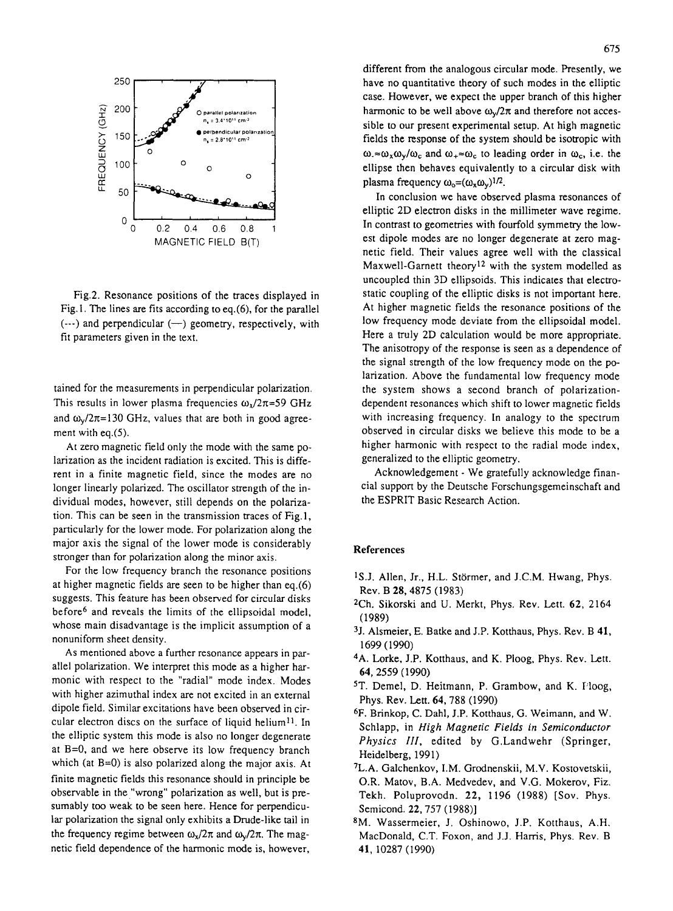Fig.2. Resonance positions of the traces displayed in Fig.1. The lines are fits according to eq.(6), for the parallel (---) and perpendicular (—) geometry, respectively, with fit parameters given in the text.

tained for the measurements in perpendicular polarization. This results in lower plasma frequencies $\omega_x/2\pi$=59 GHz and $\omega_y/2\pi$=130 GHz, values that are both in good agreement with eq.(5).

At zero magnetic field only the mode with the same polarization as the incident radiation is excited. This is different in a finite magnetic field, since the modes are no longer linearly polarized. The oscillator strength of the individual modes, however, still depends on the polarization. This can be seen in the transmission traces of Fig.1, particularly for the lower mode. For polarization along the major axis the signal of the lower mode is considerably stronger than for polarization along the minor axis.

For the low frequency branch the resonance positions at higher magnetic fields are seen to be higher than eq.(6) suggests. This feature has been observed for circular disks before[6] and reveals the limits of the ellipsoidal model, whose main disadvantage is the implicit assumption of a nonuniform sheet density.

As mentioned above a further resonance appears in parallel polarization. We interpret this mode as a higher harmonic with respect to the "radial" mode index. Modes with higher azimuthal index are not excited in an external dipole field. Similar excitations have been observed in circular electron discs on the surface of liquid helium[11]. In the elliptic system this mode is also no longer degenerate at B=0, and we here observe its low frequency branch which (at B=0) is also polarized along the major axis. At finite magnetic fields this resonance should in principle be observable in the "wrong" polarization as well, but is presumably too weak to be seen here. Hence for perpendicular polarization the signal only exhibits a Drude-like tail in the frequency regime between $\omega_x/2\pi$ and $\omega_y/2\pi$. The magnetic field dependence of the harmonic mode is, however, different from the analogous circular mode. Presently, we have no quantitative theory of such modes in the elliptic case. However, we expect the upper branch of this higher harmonic to be well above $\omega_y/2\pi$ and therefore not accessible to our present experimental setup. At high magnetic fields the response of the system should be isotropic with $\omega_- \approx \omega_x\omega_y/\omega_c$ and $\omega_+ \approx \omega_c$ to leading order in $\omega_c$, i.e. the ellipse then behaves equivalently to a circular disk with plasma frequency $\omega_o=(\omega_x\omega_y)^{1/2}$.

In conclusion we have observed plasma resonances of elliptic 2D electron disks in the millimeter wave regime. In contrast to geometries with fourfold symmetry the lowest dipole modes are no longer degenerate at zero magnetic field. Their values agree well with the classical Maxwell-Garnett theory[12] with the system modelled as uncoupled thin 3D ellipsoids. This indicates that electrostatic coupling of the elliptic disks is not important here. At higher magnetic fields the resonance positions of the low frequency mode deviate from the ellipsoidal model. Here a truly 2D calculation would be more appropriate. The anisotropy of the response is seen as a dependence of the signal strength of the low frequency mode on the polarization. Above the fundamental low frequency mode the system shows a second branch of polarization-dependent resonances which shift to lower magnetic fields with increasing frequency. In analogy to the spectrum observed in circular disks we believe this mode to be a higher harmonic with respect to the radial mode index, generalized to the elliptic geometry.

Acknowledgement - We gratefully acknowledge financial support by the Deutsche Forschungsgemeinschaft and the ESPRIT Basic Research Action.

## References

[1] S.J. Allen, Jr., H.L. Störmer, and J.C.M. Hwang, Phys. Rev. B **28**, 4875 (1983)

[2] Ch. Sikorski and U. Merkt, Phys. Rev. Lett. **62**, 2164 (1989)

[3] J. Alsmeier, E. Batke and J.P. Kotthaus, Phys. Rev. B **41**, 1699 (1990)

[4] A. Lorke, J.P. Kotthaus, and K. Ploog, Phys. Rev. Lett. **64**, 2559 (1990)

[5] T. Demel, D. Heitmann, P. Grambow, and K. Ploog, Phys. Rev. Lett. **64**, 788 (1990)

[6] F. Brinkop, C. Dahl, J.P. Kotthaus, G. Weimann, and W. Schlapp, in *High Magnetic Fields in Semiconductor Physics III*, edited by G.Landwehr (Springer, Heidelberg, 1991)

[7] L.A. Galchenkov, I.M. Grodnenskii, M.V. Kostovetskii, O.R. Matov, B.A. Medvedev, and V.G. Mokerov, Fiz. Tekh. Poluprovodn. **22**, 1196 (1988) [Sov. Phys. Semicond. **22**, 757 (1988)]

[8] M. Wassermeier, J. Oshinowo, J.P. Kotthaus, A.H. MacDonald, C.T. Foxon, and J.J. Harris, Phys. Rev. B **41**, 10287 (1990)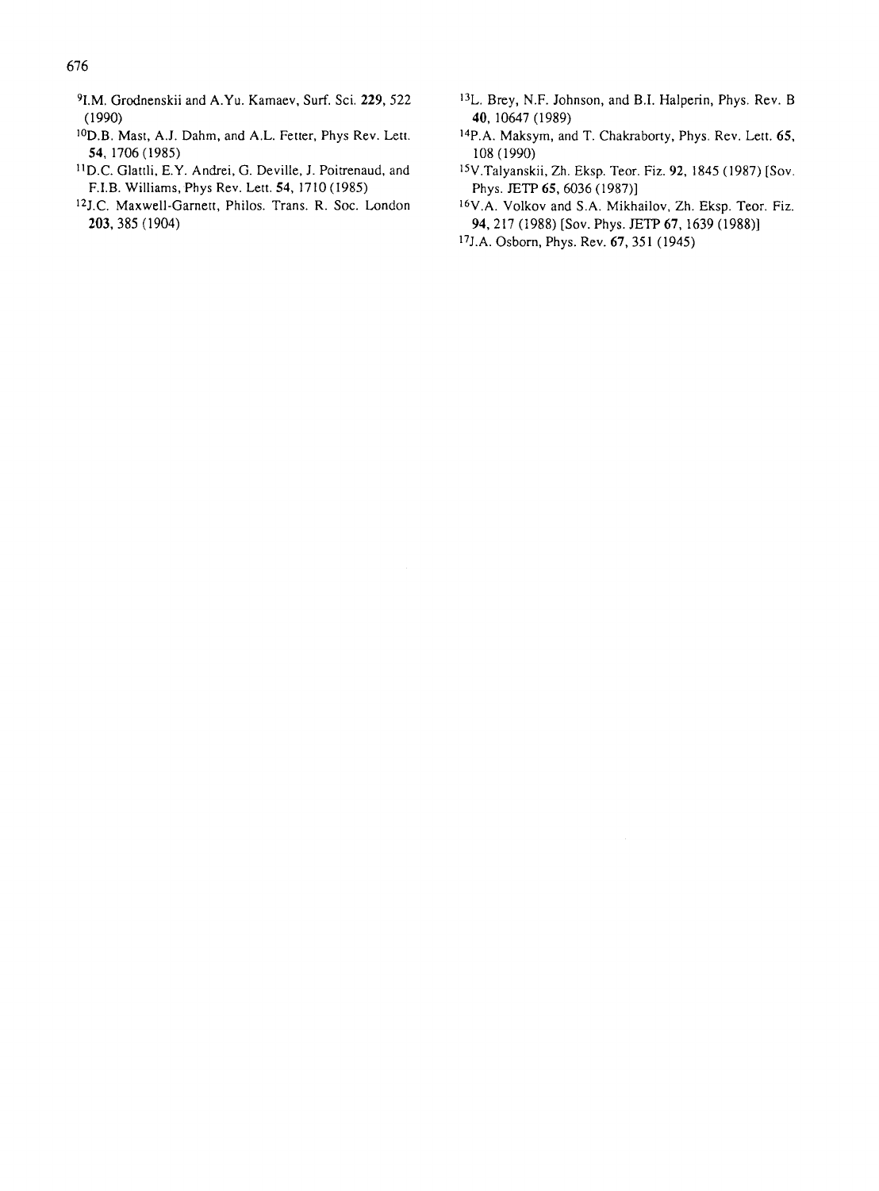[9] I.M. Grodnenskii and A.Yu. Kamaev, Surf. Sci. **229**, 522 (1990)

[10] D.B. Mast, A.J. Dahm, and A.L. Fetter, Phys Rev. Lett. **54**, 1706 (1985)

[11] D.C. Glattli, E.Y. Andrei, G. Deville, J. Poitrenaud, and F.I.B. Williams, Phys Rev. Lett. **54**, 1710 (1985)

[12] J.C. Maxwell-Garnett, Philos. Trans. R. Soc. London **203**, 385 (1904)

[13] L. Brey, N.F. Johnson, and B.I. Halperin, Phys. Rev. B **40**, 10647 (1989)

[14] P.A. Maksym, and T. Chakraborty, Phys. Rev. Lett. **65**, 108 (1990)

[15] V.Talyanskii, Zh. Eksp. Teor. Fiz. **92**, 1845 (1987) [Sov. Phys. JETP **65**, 6036 (1987)]

[16] V.A. Volkov and S.A. Mikhailov, Zh. Eksp. Teor. Fiz. **94**, 217 (1988) [Sov. Phys. JETP **67**, 1639 (1988)]

[17] J.A. Osborn, Phys. Rev. **67**, 351 (1945)